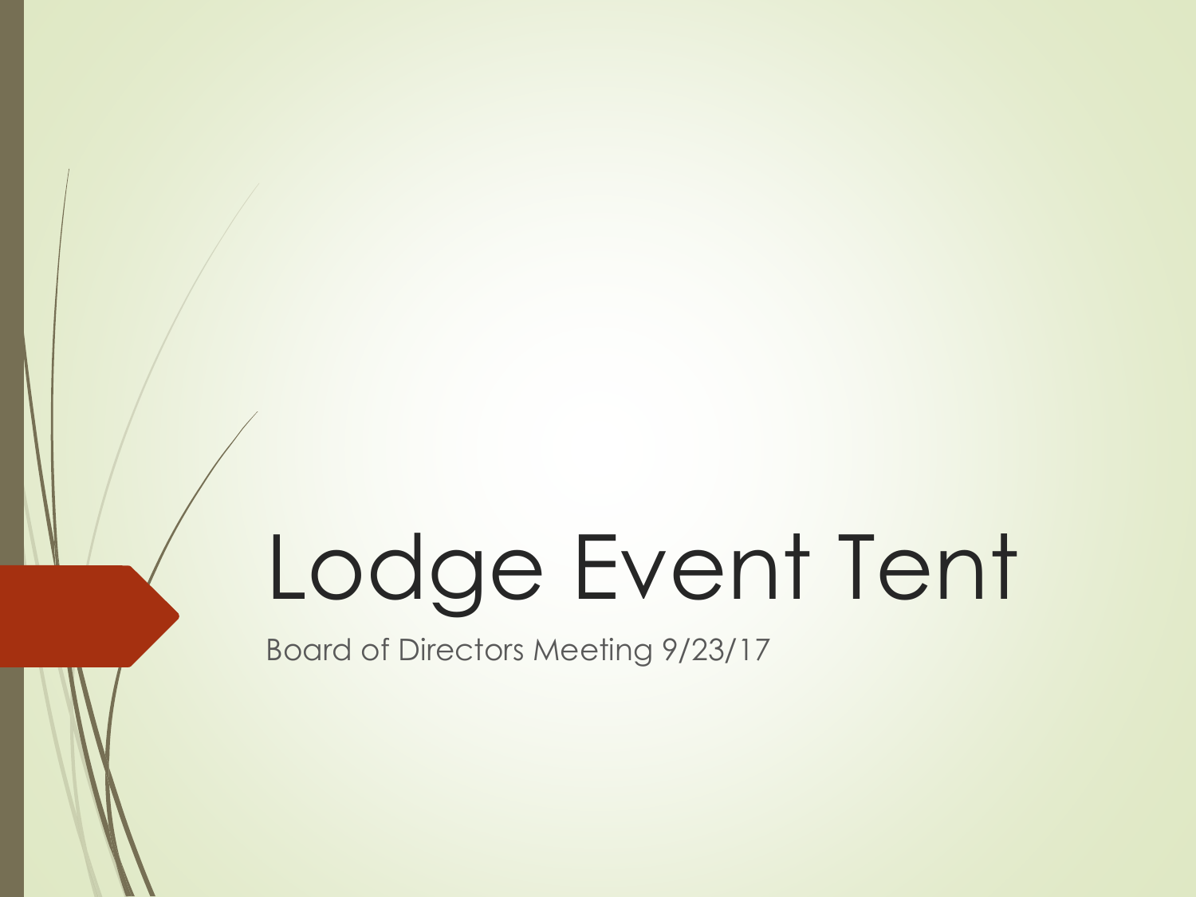# Lodge Event Tent

Board of Directors Meeting 9/23/17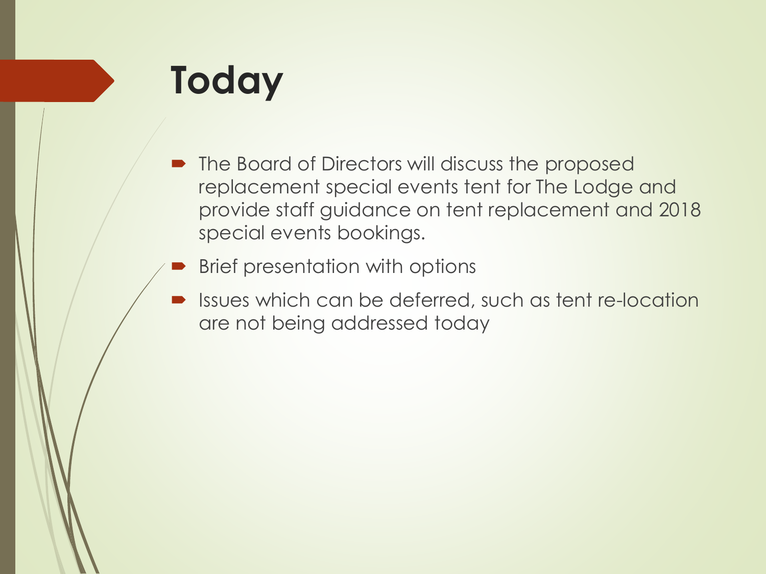# Today

- The Board of Directors will discuss the proposed replacement special events tent for The Lodge and provide staff guidance on tent replacement and 2018 special events bookings.
- Brief presentation with options
- Issues which can be deferred, such as tent re-location are not being addressed today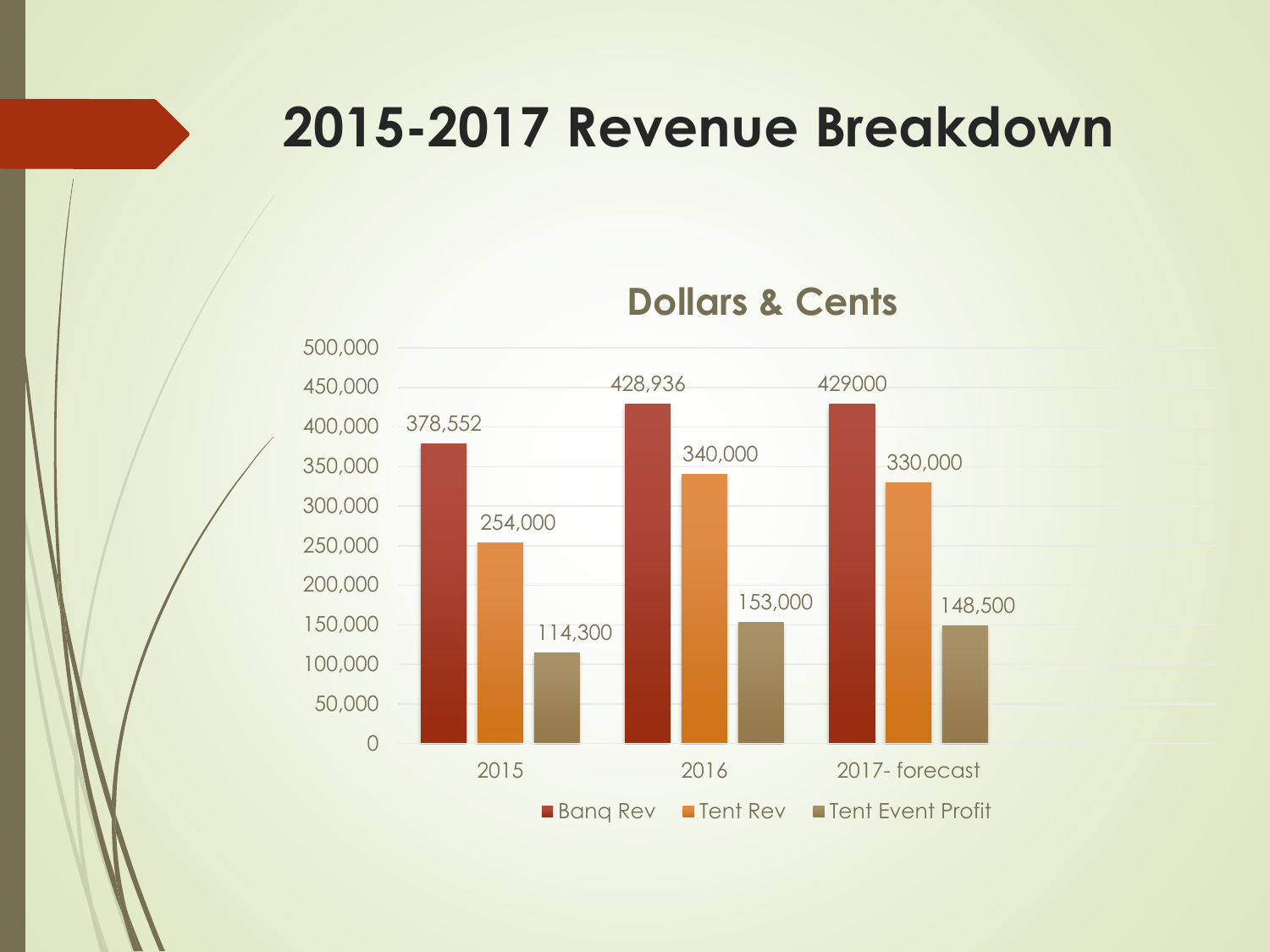# 2015-2017 Revenue Breakdown

## Dollars & Cents

| | Banq Rev | Tent Rev | Tent Event Profit |
|---|---|---|---|
| 2015 | 378,552 | 254,000 | 114,300 |
| 2016 | 428,936 | 340,000 | 153,000 |
| 2017- forecast | 429000 | 330,000 | 148,500 |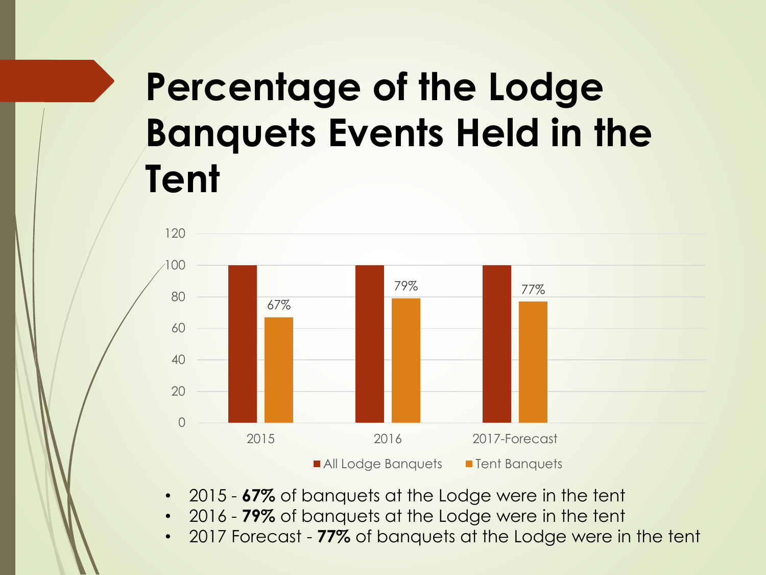# Percentage of the Lodge Banquets Events Held in the Tent

| | All Lodge Banquets | Tent Banquets |
| --- | --- | --- |
| 2015 | 100 | 67% |
| 2016 | 100 | 79% |
| 2017-Forecast | 100 | 77% |

- 2015 - **67%** of banquets at the Lodge were in the tent
- 2016 - **79%** of banquets at the Lodge were in the tent
- 2017 Forecast - **77%** of banquets at the Lodge were in the tent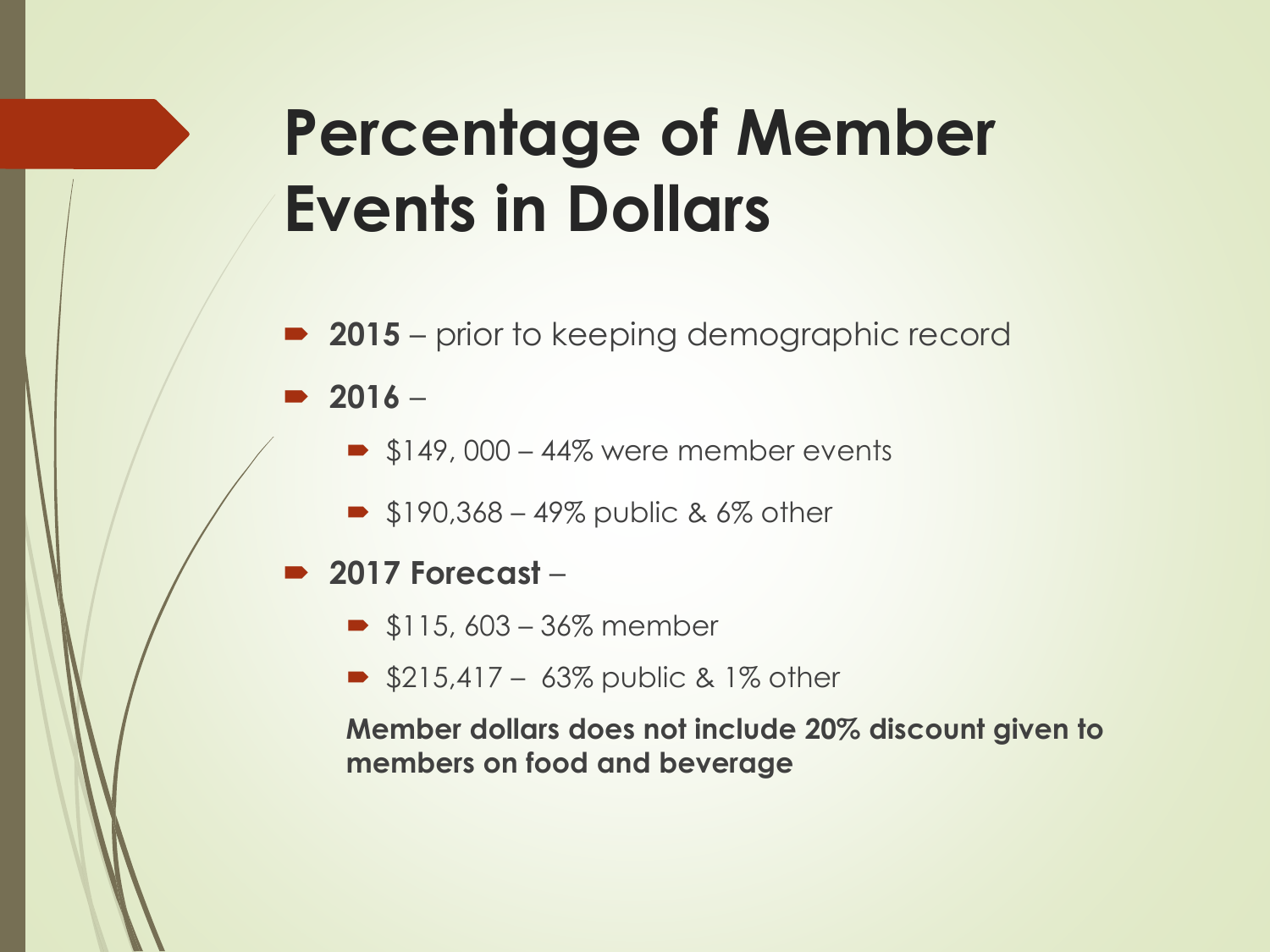# Percentage of Member Events in Dollars

- **2015** – prior to keeping demographic record
- **2016** –
  - $149, 000 – 44% were member events
  - $190,368 – 49% public & 6% other
- **2017 Forecast** –
  - $115, 603 – 36% member
  - $215,417 – 63% public & 1% other

  **Member dollars does not include 20% discount given to members on food and beverage**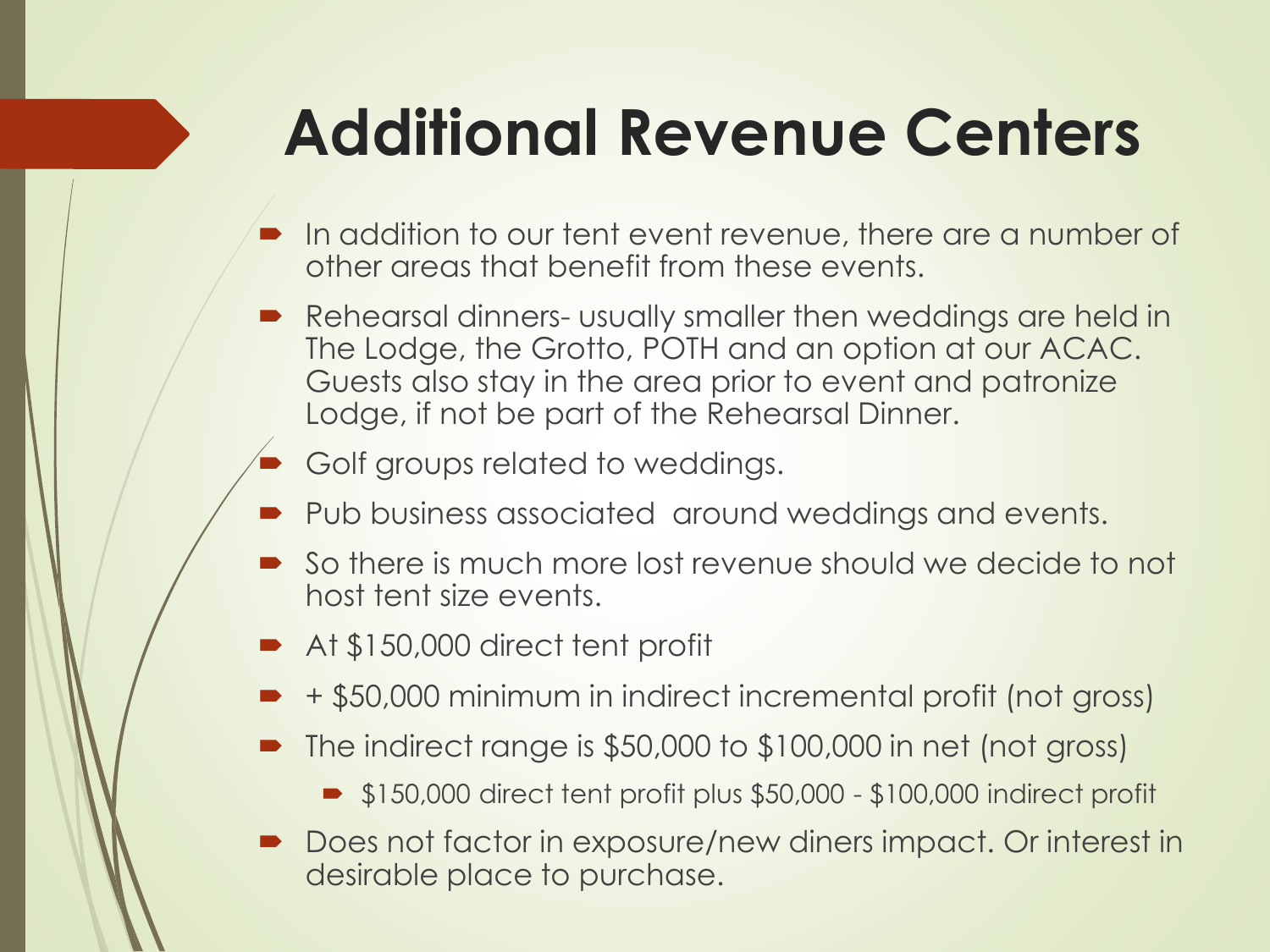# Additional Revenue Centers

- In addition to our tent event revenue, there are a number of other areas that benefit from these events.
- Rehearsal dinners- usually smaller then weddings are held in The Lodge, the Grotto, POTH and an option at our ACAC. Guests also stay in the area prior to event and patronize Lodge, if not be part of the Rehearsal Dinner.
- Golf groups related to weddings.
- Pub business associated  around weddings and events.
- So there is much more lost revenue should we decide to not host tent size events.
- At $150,000 direct tent profit
- + $50,000 minimum in indirect incremental profit (not gross)
- The indirect range is $50,000 to $100,000 in net (not gross)
  - $150,000 direct tent profit plus $50,000 - $100,000 indirect profit
- Does not factor in exposure/new diners impact. Or interest in desirable place to purchase.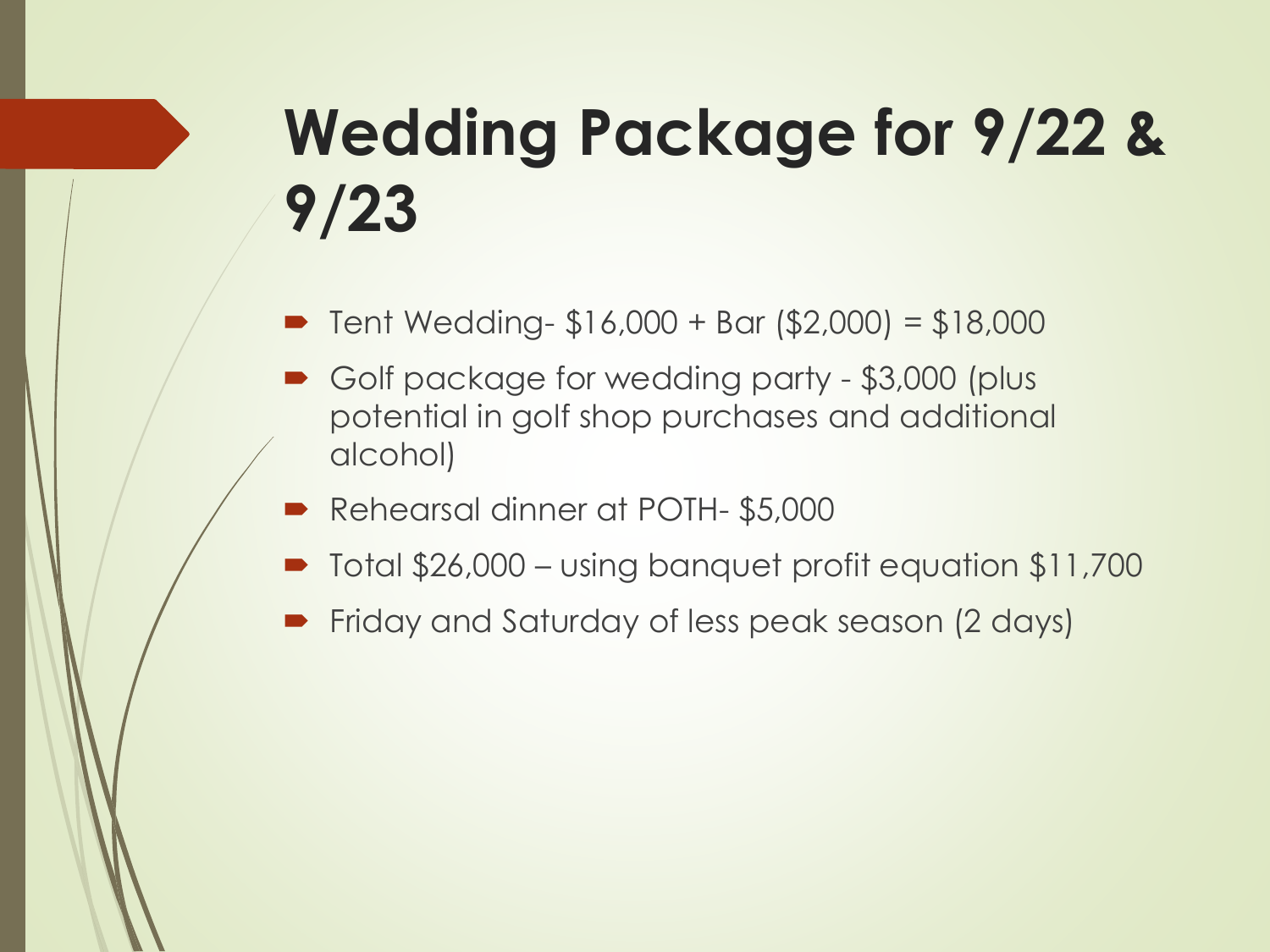# Wedding Package for 9/22 & 9/23

- Tent Wedding- $16,000 + Bar ($2,000) = $18,000
- Golf package for wedding party - $3,000 (plus potential in golf shop purchases and additional alcohol)
- Rehearsal dinner at POTH- $5,000
- Total $26,000 – using banquet profit equation $11,700
- Friday and Saturday of less peak season (2 days)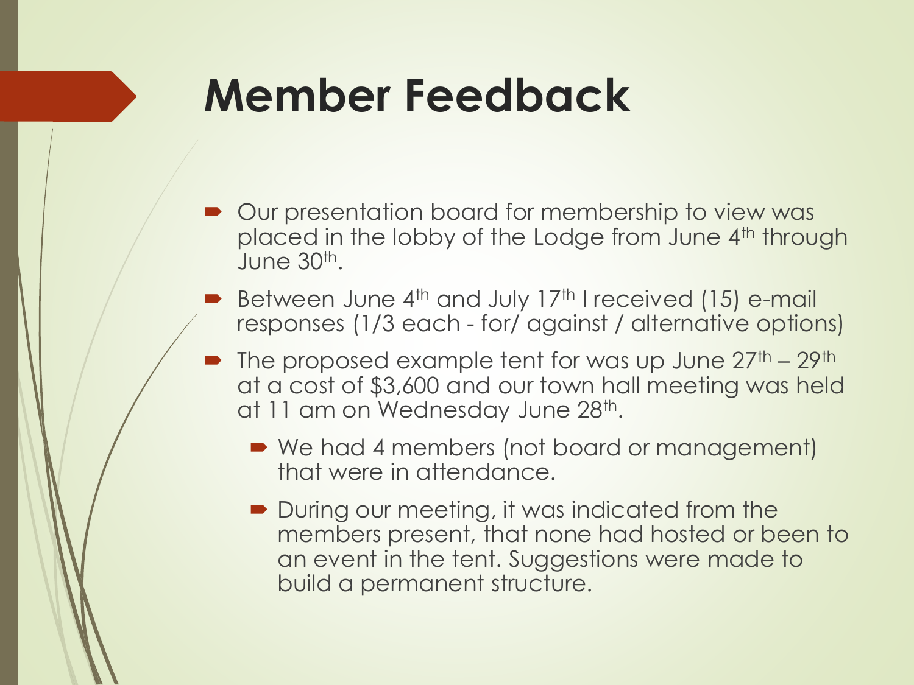# Member Feedback

- Our presentation board for membership to view was placed in the lobby of the Lodge from June 4th through June 30th.
- Between June 4th and July 17th I received (15) e-mail responses (1/3 each - for/ against / alternative options)
- The proposed example tent for was up June 27th – 29th at a cost of $3,600 and our town hall meeting was held at 11 am on Wednesday June 28th.
  - We had 4 members (not board or management) that were in attendance.
  - During our meeting, it was indicated from the members present, that none had hosted or been to an event in the tent. Suggestions were made to build a permanent structure.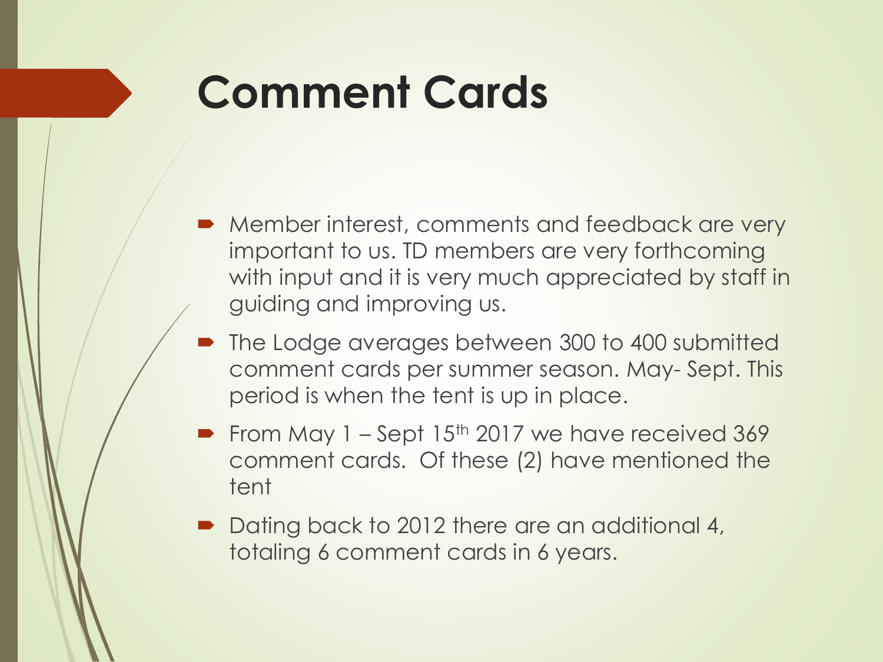# Comment Cards

- Member interest, comments and feedback are very important to us. TD members are very forthcoming with input and it is very much appreciated by staff in guiding and improving us.
- The Lodge averages between 300 to 400 submitted comment cards per summer season. May- Sept. This period is when the tent is up in place.
- From May 1 – Sept 15th 2017 we have received 369 comment cards. Of these (2) have mentioned the tent
- Dating back to 2012 there are an additional 4, totaling 6 comment cards in 6 years.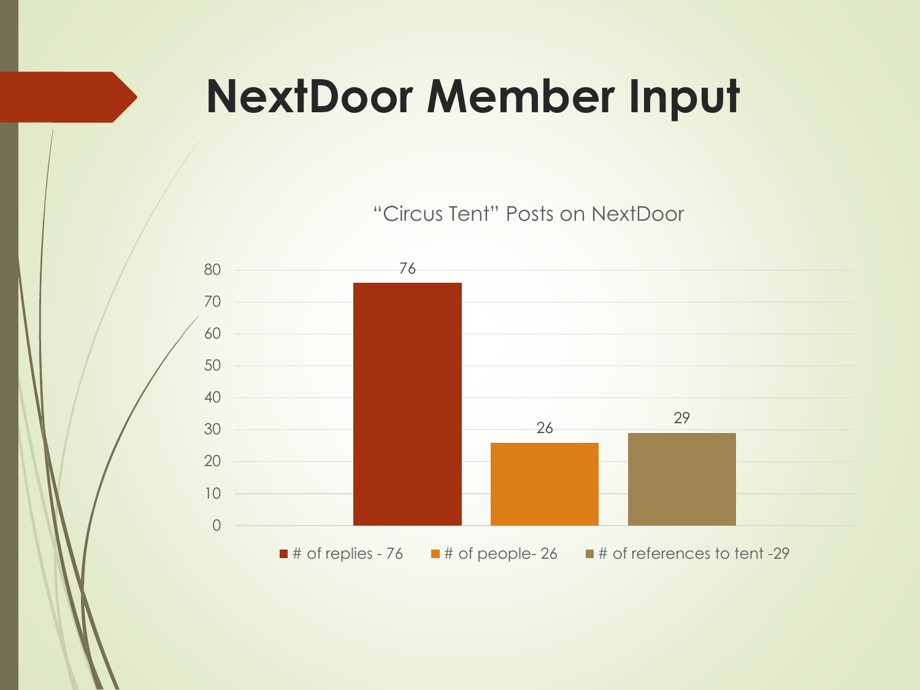# NextDoor Member Input

"Circus Tent" Posts on NextDoor

| | Value |
|---|---|
| # of replies - 76 | 76 |
| # of people- 26 | 26 |
| # of references to tent -29 | 29 |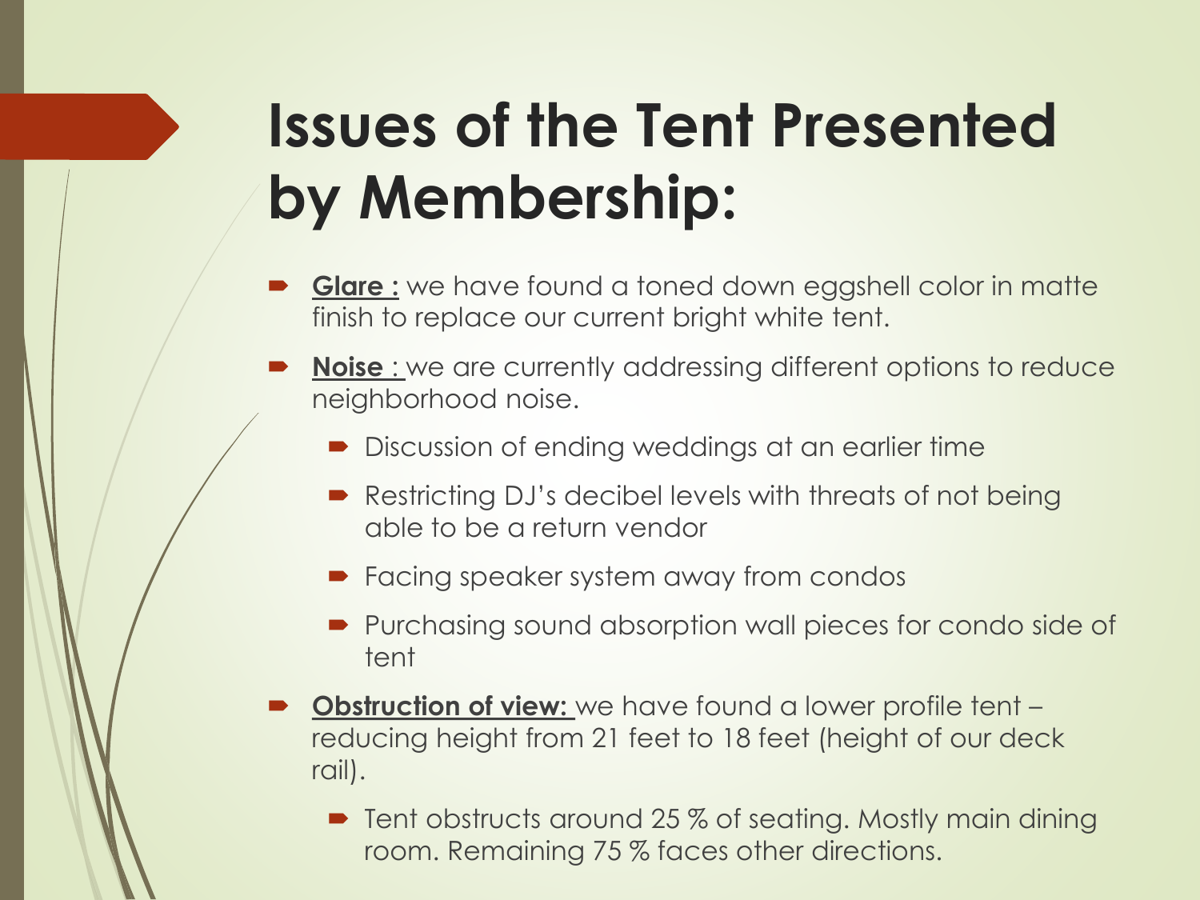# Issues of the Tent Presented by Membership:

- **Glare :** we have found a toned down eggshell color in matte finish to replace our current bright white tent.
- **Noise :** we are currently addressing different options to reduce neighborhood noise.
  - Discussion of ending weddings at an earlier time
  - Restricting DJ's decibel levels with threats of not being able to be a return vendor
  - Facing speaker system away from condos
  - Purchasing sound absorption wall pieces for condo side of tent
- **Obstruction of view:** we have found a lower profile tent – reducing height from 21 feet to 18 feet (height of our deck rail).
  - Tent obstructs around 25 % of seating. Mostly main dining room. Remaining 75 % faces other directions.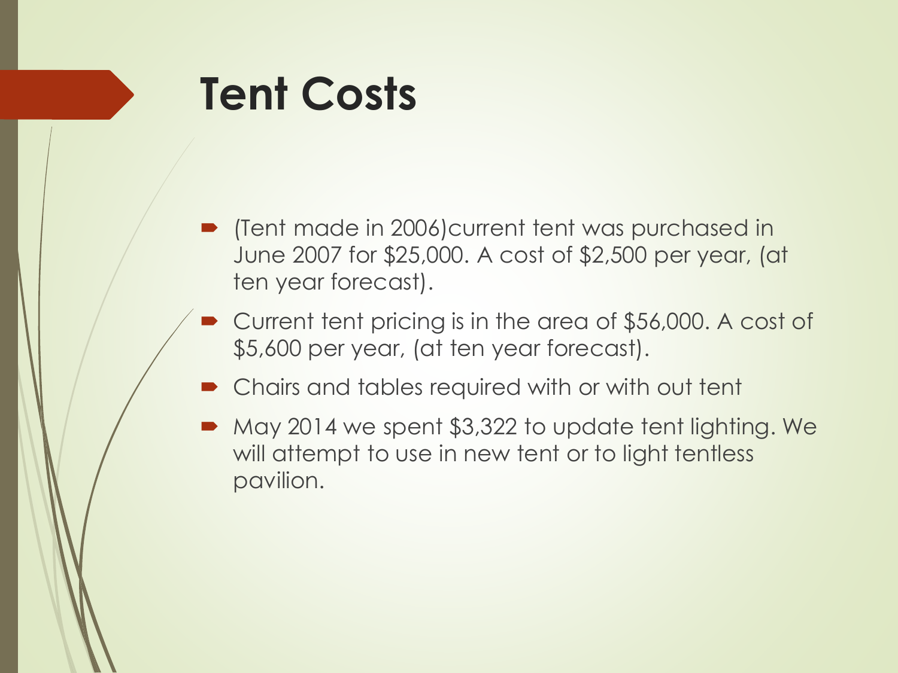# Tent Costs

- (Tent made in 2006)current tent was purchased in June 2007 for $25,000. A cost of $2,500 per year, (at ten year forecast).
- Current tent pricing is in the area of $56,000. A cost of $5,600 per year, (at ten year forecast).
- Chairs and tables required with or with out tent
- May 2014 we spent $3,322 to update tent lighting. We will attempt to use in new tent or to light tentless pavilion.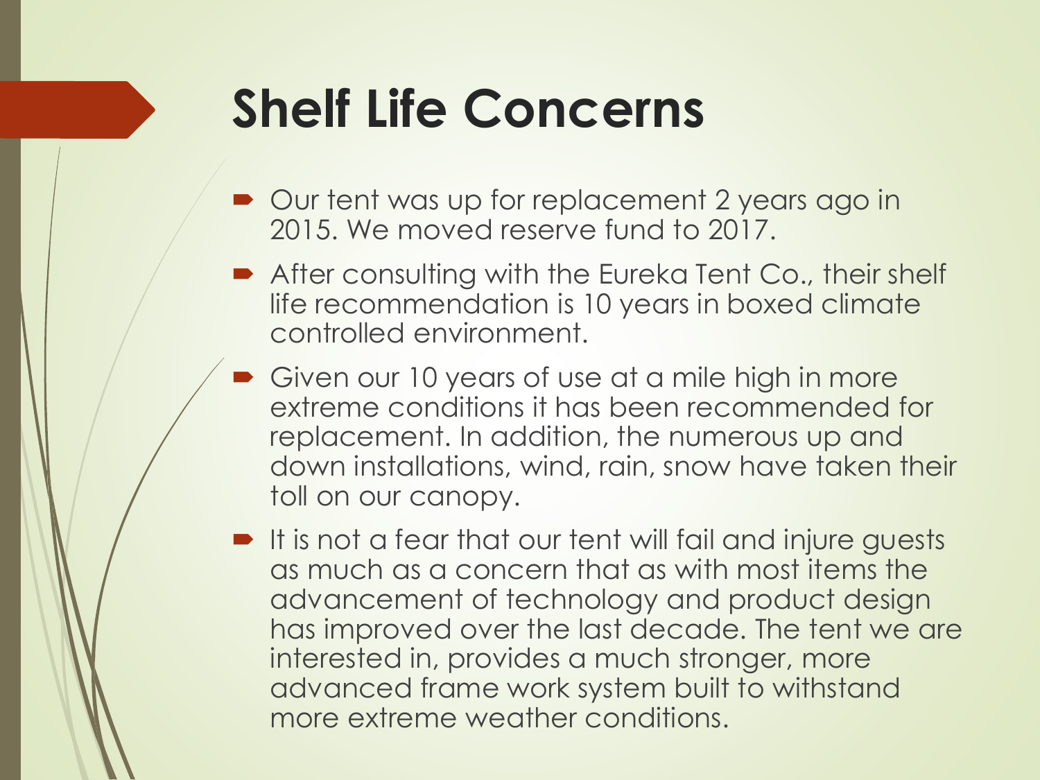# Shelf Life Concerns

- Our tent was up for replacement 2 years ago in 2015. We moved reserve fund to 2017.
- After consulting with the Eureka Tent Co., their shelf life recommendation is 10 years in boxed climate controlled environment.
- Given our 10 years of use at a mile high in more extreme conditions it has been recommended for replacement. In addition, the numerous up and down installations, wind, rain, snow have taken their toll on our canopy.
- It is not a fear that our tent will fail and injure guests as much as a concern that as with most items the advancement of technology and product design has improved over the last decade. The tent we are interested in, provides a much stronger, more advanced frame work system built to withstand more extreme weather conditions.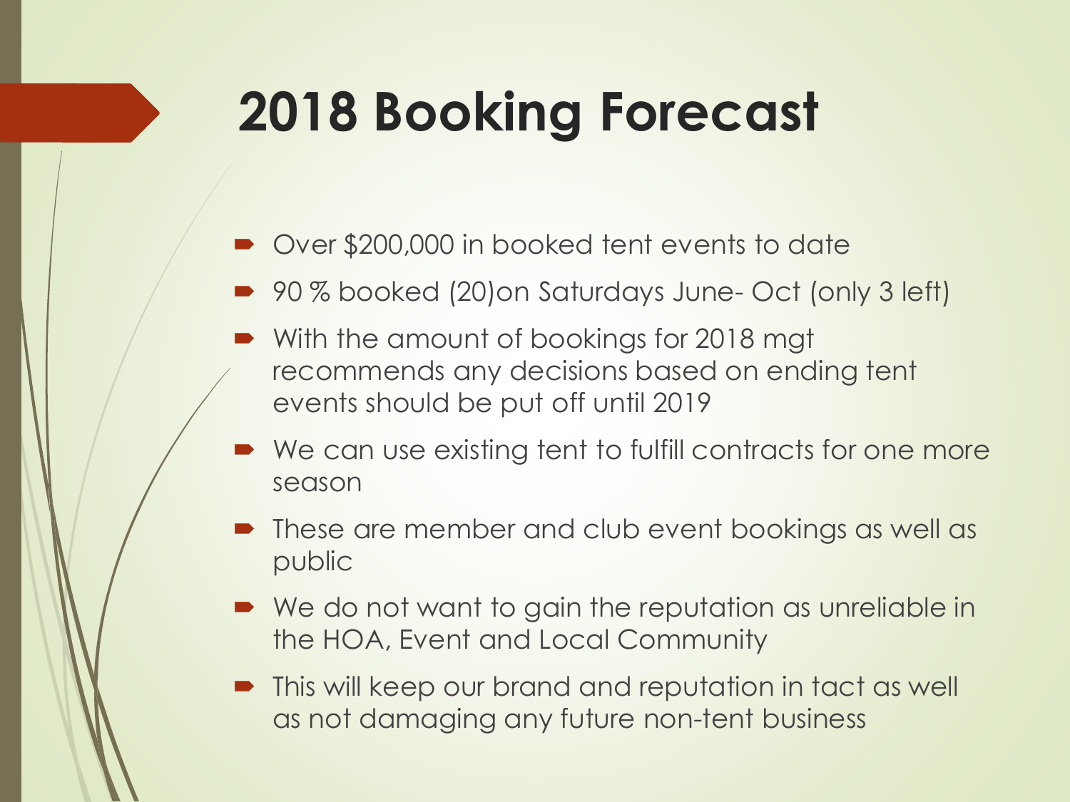# 2018 Booking Forecast

- Over $200,000 in booked tent events to date
- 90 % booked (20)on Saturdays June- Oct (only 3 left)
- With the amount of bookings for 2018 mgt recommends any decisions based on ending tent events should be put off until 2019
- We can use existing tent to fulfill contracts for one more season
- These are member and club event bookings as well as public
- We do not want to gain the reputation as unreliable in the HOA, Event and Local Community
- This will keep our brand and reputation in tact as well as not damaging any future non-tent business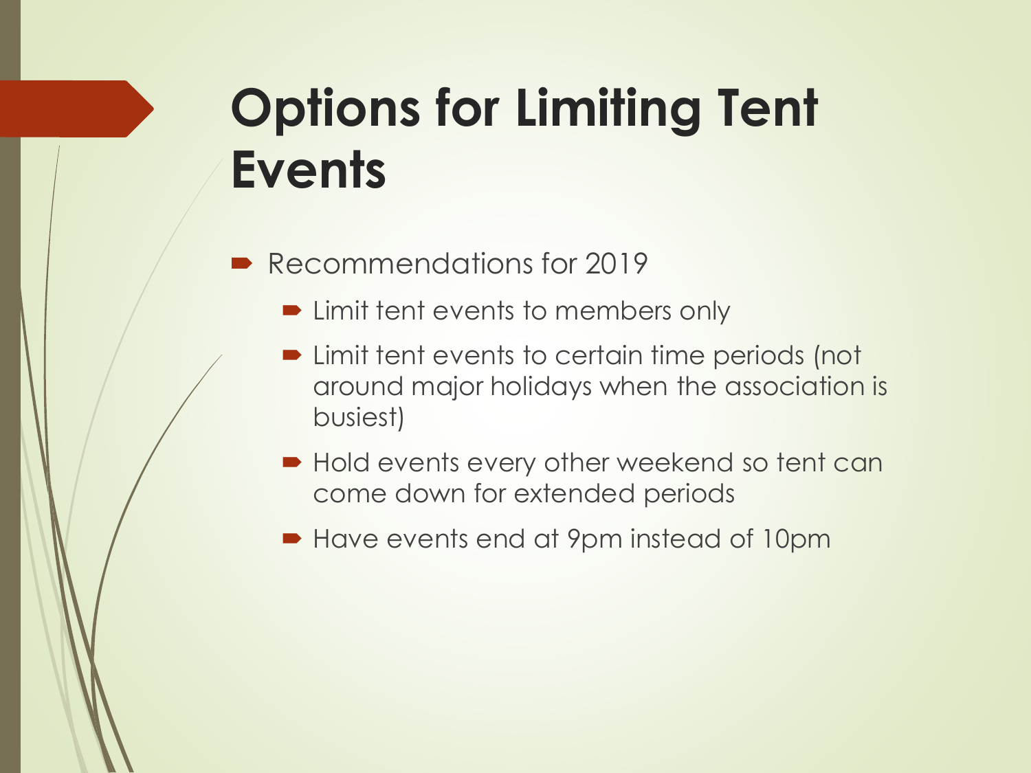# Options for Limiting Tent Events

- Recommendations for 2019
  - Limit tent events to members only
  - Limit tent events to certain time periods (not around major holidays when the association is busiest)
  - Hold events every other weekend so tent can come down for extended periods
  - Have events end at 9pm instead of 10pm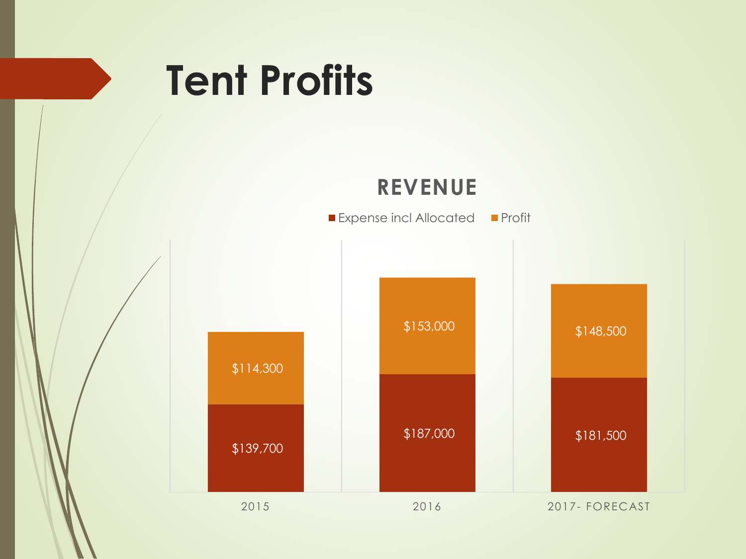# Tent Profits

**REVENUE**

| | Expense incl Allocated | Profit |
|---|---|---|
| 2015 | $139,700 | $114,300 |
| 2016 | $187,000 | $153,000 |
| 2017- FORECAST | $181,500 | $148,500 |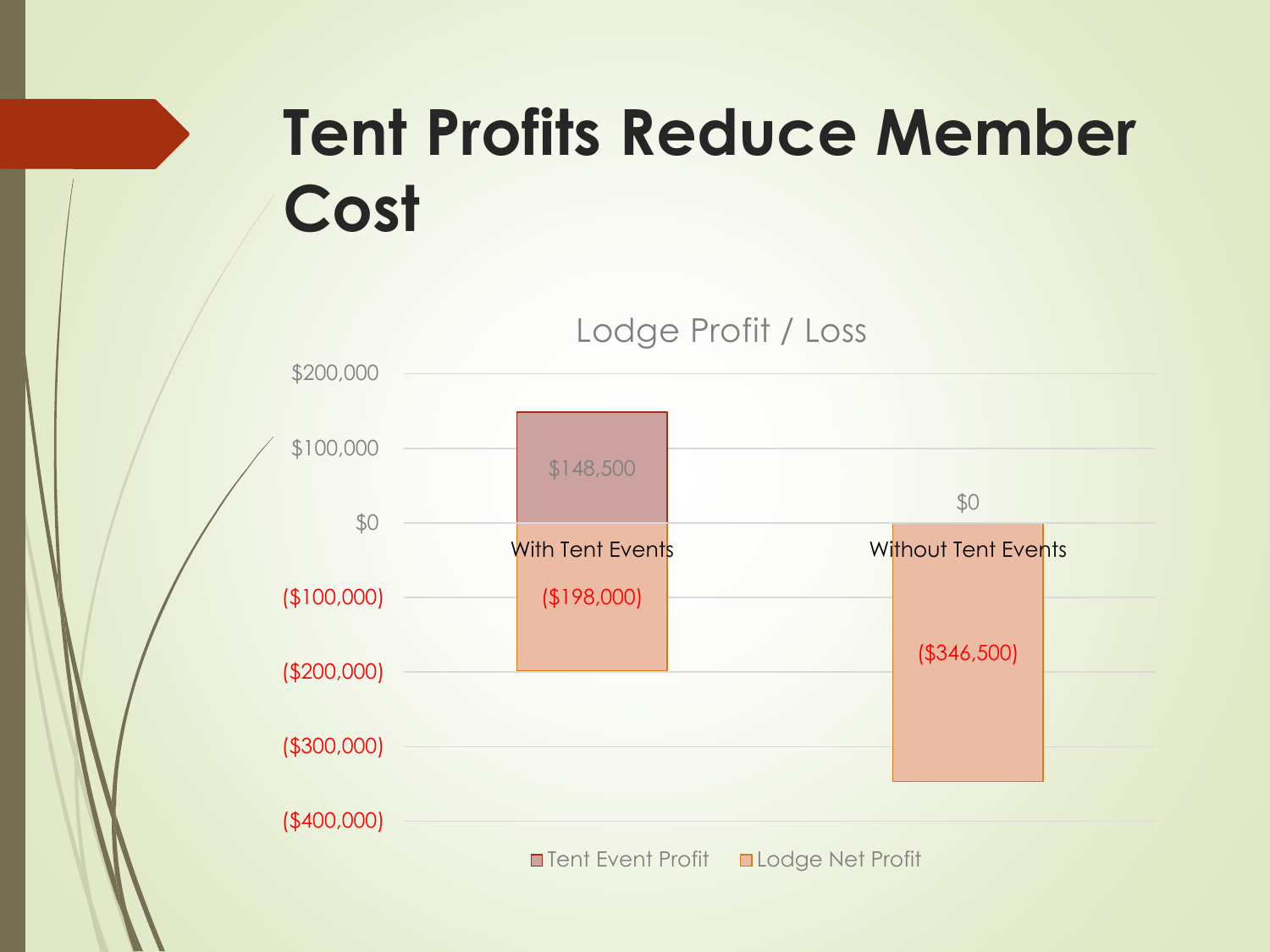# Tent Profits Reduce Member Cost

**Lodge Profit / Loss**

| | With Tent Events | Without Tent Events |
|---|---|---|
| Tent Event Profit | $148,500 | $0 |
| Lodge Net Profit | ($198,000) | ($346,500) |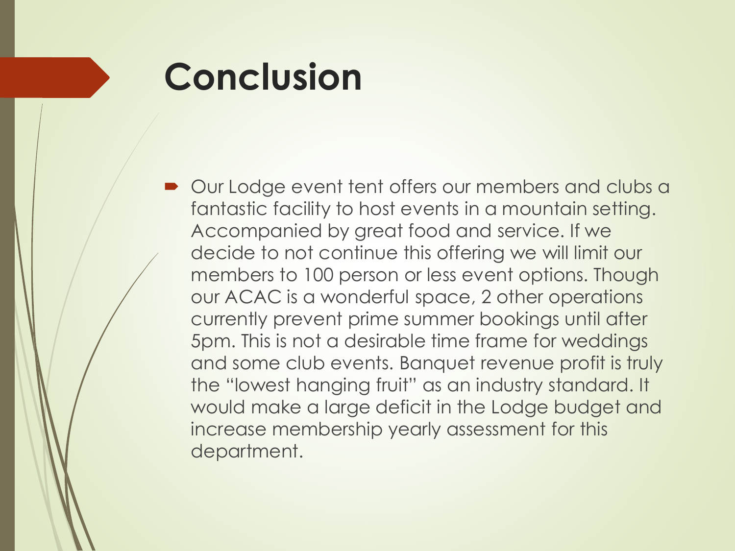# Conclusion

- Our Lodge event tent offers our members and clubs a fantastic facility to host events in a mountain setting. Accompanied by great food and service. If we decide to not continue this offering we will limit our members to 100 person or less event options. Though our ACAC is a wonderful space, 2 other operations currently prevent prime summer bookings until after 5pm. This is not a desirable time frame for weddings and some club events. Banquet revenue profit is truly the "lowest hanging fruit" as an industry standard. It would make a large deficit in the Lodge budget and increase membership yearly assessment for this department.